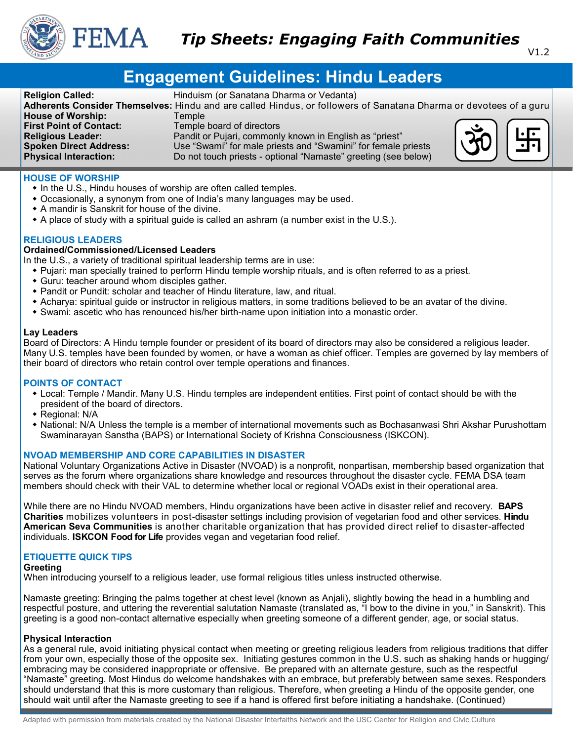# Tip Sheets: Engaging Faith Communities

V1.2

## Engagement Guidelines: Hindu Leaders

| | |
|---|---|
| **Religion Called:** | Hinduism (or Sanatana Dharma or Vedanta) |
| **Adherents Consider Themselves:** | Hindu and are called Hindus, or followers of Sanatana Dharma or devotees of a guru |
| **House of Worship:** | Temple |
| **First Point of Contact:** | Temple board of directors |
| **Religious Leader:** | Pandit or Pujari, commonly known in English as "priest" |
| **Spoken Direct Address:** | Use "Swami" for male priests and "Swamini" for female priests |
| **Physical Interaction:** | Do not touch priests - optional "Namaste" greeting (see below) |

### HOUSE OF WORSHIP

- In the U.S., Hindu houses of worship are often called temples.
- Occasionally, a synonym from one of India's many languages may be used.
- A mandir is Sanskrit for house of the divine.
- A place of study with a spiritual guide is called an ashram (a number exist in the U.S.).

### RELIGIOUS LEADERS

**Ordained/Commissioned/Licensed Leaders**

In the U.S., a variety of traditional spiritual leadership terms are in use:

- Pujari: man specially trained to perform Hindu temple worship rituals, and is often referred to as a priest.
- Guru: teacher around whom disciples gather.
- Pandit or Pundit: scholar and teacher of Hindu literature, law, and ritual.
- Acharya: spiritual guide or instructor in religious matters, in some traditions believed to be an avatar of the divine.
- Swami: ascetic who has renounced his/her birth-name upon initiation into a monastic order.

**Lay Leaders**

Board of Directors: A Hindu temple founder or president of its board of directors may also be considered a religious leader. Many U.S. temples have been founded by women, or have a woman as chief officer. Temples are governed by lay members of their board of directors who retain control over temple operations and finances.

### POINTS OF CONTACT

- Local: Temple / Mandir. Many U.S. Hindu temples are independent entities. First point of contact should be with the president of the board of directors.
- Regional: N/A
- National: N/A Unless the temple is a member of international movements such as Bochasanwasi Shri Akshar Purushottam Swaminarayan Sanstha (BAPS) or International Society of Krishna Consciousness (ISKCON).

### NVOAD MEMBERSHIP AND CORE CAPABILITIES IN DISASTER

National Voluntary Organizations Active in Disaster (NVOAD) is a nonprofit, nonpartisan, membership based organization that serves as the forum where organizations share knowledge and resources throughout the disaster cycle. FEMA DSA team members should check with their VAL to determine whether local or regional VOADs exist in their operational area.

While there are no Hindu NVOAD members, Hindu organizations have been active in disaster relief and recovery. **BAPS Charities** mobilizes volunteers in post-disaster settings including provision of vegetarian food and other services. **Hindu American Seva Communities** is another charitable organization that has provided direct relief to disaster-affected individuals. **ISKCON Food for Life** provides vegan and vegetarian food relief.

### ETIQUETTE QUICK TIPS

**Greeting**

When introducing yourself to a religious leader, use formal religious titles unless instructed otherwise.

Namaste greeting: Bringing the palms together at chest level (known as Anjali), slightly bowing the head in a humbling and respectful posture, and uttering the reverential salutation Namaste (translated as, "I bow to the divine in you," in Sanskrit). This greeting is a good non-contact alternative especially when greeting someone of a different gender, age, or social status.

**Physical Interaction**

As a general rule, avoid initiating physical contact when meeting or greeting religious leaders from religious traditions that differ from your own, especially those of the opposite sex. Initiating gestures common in the U.S. such as shaking hands or hugging/embracing may be considered inappropriate or offensive. Be prepared with an alternate gesture, such as the respectful "Namaste" greeting. Most Hindus do welcome handshakes with an embrace, but preferably between same sexes. Responders should understand that this is more customary than religious. Therefore, when greeting a Hindu of the opposite gender, one should wait until after the Namaste greeting to see if a hand is offered first before initiating a handshake. (Continued)

Adapted with permission from materials created by the National Disaster Interfaiths Network and the USC Center for Religion and Civic Culture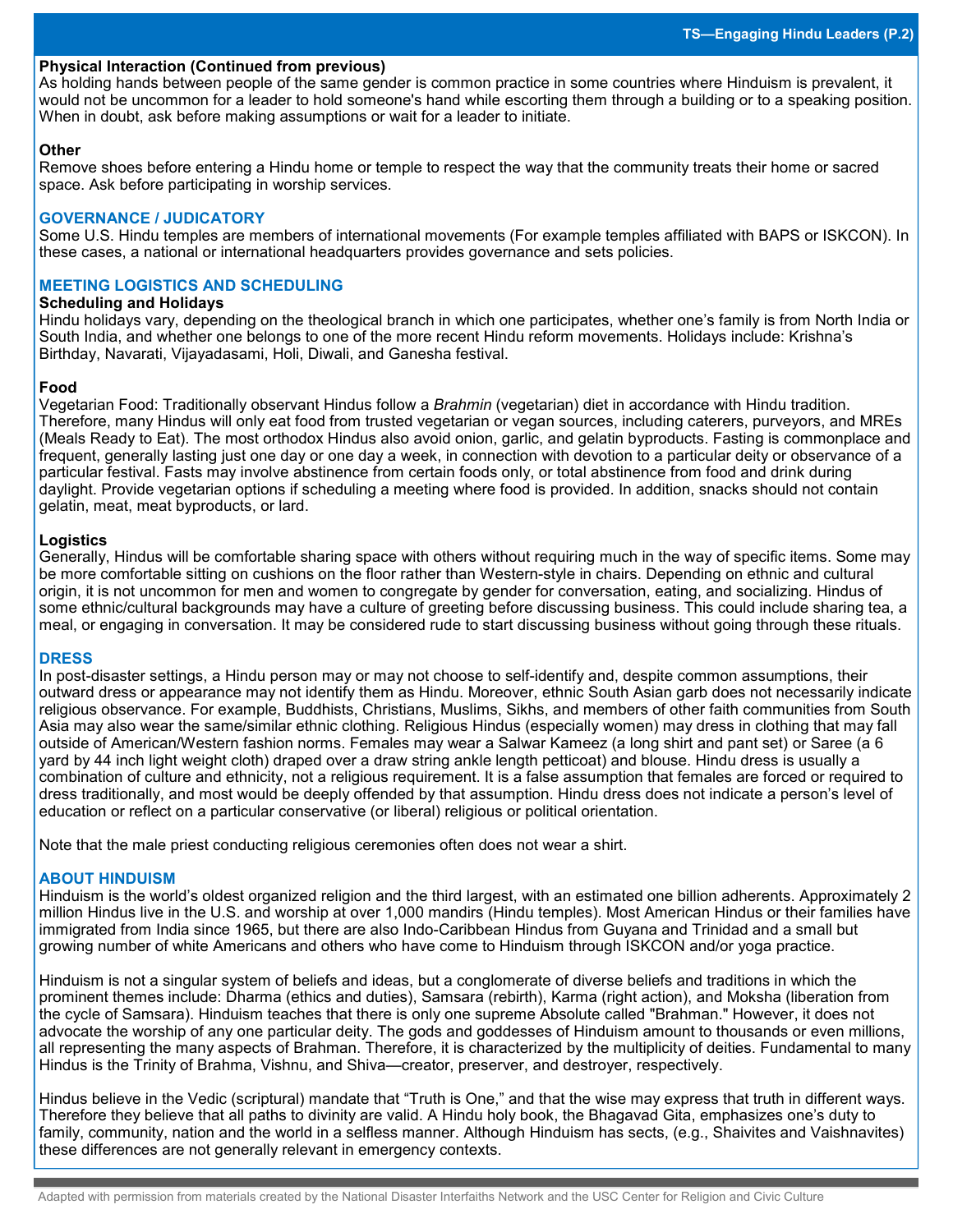**Physical Interaction (Continued from previous)**

As holding hands between people of the same gender is common practice in some countries where Hinduism is prevalent, it would not be uncommon for a leader to hold someone's hand while escorting them through a building or to a speaking position. When in doubt, ask before making assumptions or wait for a leader to initiate.

**Other**

Remove shoes before entering a Hindu home or temple to respect the way that the community treats their home or sacred space. Ask before participating in worship services.

## GOVERNANCE / JUDICATORY

Some U.S. Hindu temples are members of international movements (For example temples affiliated with BAPS or ISKCON). In these cases, a national or international headquarters provides governance and sets policies.

## MEETING LOGISTICS AND SCHEDULING

**Scheduling and Holidays**

Hindu holidays vary, depending on the theological branch in which one participates, whether one's family is from North India or South India, and whether one belongs to one of the more recent Hindu reform movements. Holidays include: Krishna's Birthday, Navarati, Vijayadasami, Holi, Diwali, and Ganesha festival.

**Food**

Vegetarian Food: Traditionally observant Hindus follow a *Brahmin* (vegetarian) diet in accordance with Hindu tradition. Therefore, many Hindus will only eat food from trusted vegetarian or vegan sources, including caterers, purveyors, and MREs (Meals Ready to Eat). The most orthodox Hindus also avoid onion, garlic, and gelatin byproducts. Fasting is commonplace and frequent, generally lasting just one day or one day a week, in connection with devotion to a particular deity or observance of a particular festival. Fasts may involve abstinence from certain foods only, or total abstinence from food and drink during daylight. Provide vegetarian options if scheduling a meeting where food is provided. In addition, snacks should not contain gelatin, meat, meat byproducts, or lard.

**Logistics**

Generally, Hindus will be comfortable sharing space with others without requiring much in the way of specific items. Some may be more comfortable sitting on cushions on the floor rather than Western-style in chairs. Depending on ethnic and cultural origin, it is not uncommon for men and women to congregate by gender for conversation, eating, and socializing. Hindus of some ethnic/cultural backgrounds may have a culture of greeting before discussing business. This could include sharing tea, a meal, or engaging in conversation. It may be considered rude to start discussing business without going through these rituals.

## DRESS

In post-disaster settings, a Hindu person may or may not choose to self-identify and, despite common assumptions, their outward dress or appearance may not identify them as Hindu. Moreover, ethnic South Asian garb does not necessarily indicate religious observance. For example, Buddhists, Christians, Muslims, Sikhs, and members of other faith communities from South Asia may also wear the same/similar ethnic clothing. Religious Hindus (especially women) may dress in clothing that may fall outside of American/Western fashion norms. Females may wear a Salwar Kameez (a long shirt and pant set) or Saree (a 6 yard by 44 inch light weight cloth) draped over a draw string ankle length petticoat) and blouse. Hindu dress is usually a combination of culture and ethnicity, not a religious requirement. It is a false assumption that females are forced or required to dress traditionally, and most would be deeply offended by that assumption. Hindu dress does not indicate a person's level of education or reflect on a particular conservative (or liberal) religious or political orientation.

Note that the male priest conducting religious ceremonies often does not wear a shirt.

## ABOUT HINDUISM

Hinduism is the world's oldest organized religion and the third largest, with an estimated one billion adherents. Approximately 2 million Hindus live in the U.S. and worship at over 1,000 mandirs (Hindu temples). Most American Hindus or their families have immigrated from India since 1965, but there are also Indo-Caribbean Hindus from Guyana and Trinidad and a small but growing number of white Americans and others who have come to Hinduism through ISKCON and/or yoga practice.

Hinduism is not a singular system of beliefs and ideas, but a conglomerate of diverse beliefs and traditions in which the prominent themes include: Dharma (ethics and duties), Samsara (rebirth), Karma (right action), and Moksha (liberation from the cycle of Samsara). Hinduism teaches that there is only one supreme Absolute called "Brahman." However, it does not advocate the worship of any one particular deity. The gods and goddesses of Hinduism amount to thousands or even millions, all representing the many aspects of Brahman. Therefore, it is characterized by the multiplicity of deities. Fundamental to many Hindus is the Trinity of Brahma, Vishnu, and Shiva—creator, preserver, and destroyer, respectively.

Hindus believe in the Vedic (scriptural) mandate that "Truth is One," and that the wise may express that truth in different ways. Therefore they believe that all paths to divinity are valid. A Hindu holy book, the Bhagavad Gita, emphasizes one's duty to family, community, nation and the world in a selfless manner. Although Hinduism has sects, (e.g., Shaivites and Vaishnavites) these differences are not generally relevant in emergency contexts.

Adapted with permission from materials created by the National Disaster Interfaiths Network and the USC Center for Religion and Civic Culture